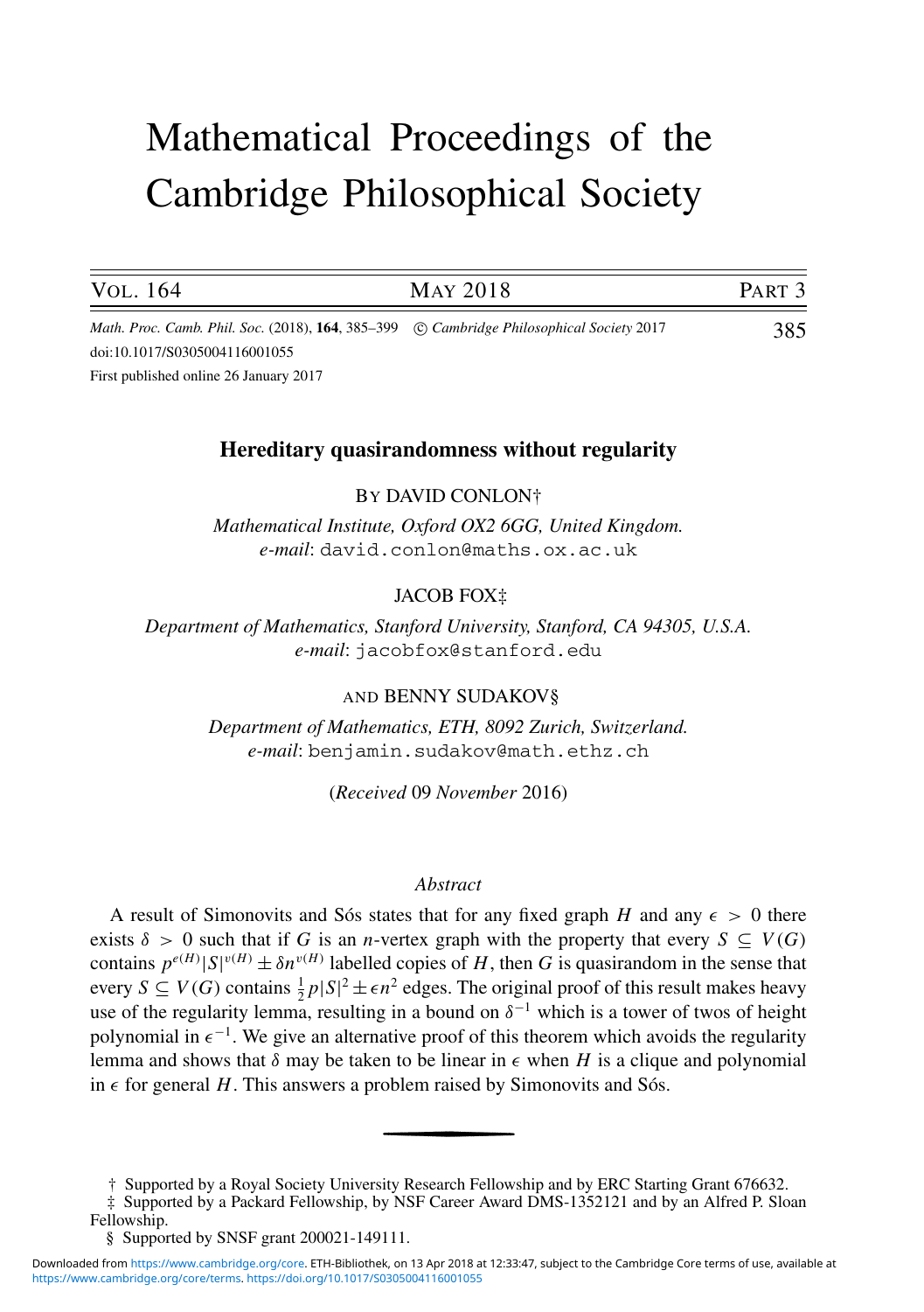# Mathematical Proceedings of the Cambridge Philosophical Society

doi:10.1017/S0305004116001055

First published online 26 January 2017

## Hereditary quasirandomness without regularity

BY DAVID CONLON†

*Mathematical Institute, Oxford OX2 6GG, United Kingdom.*
*e-mail*: david.conlon@maths.ox.ac.uk

JACOB FOX‡

*Department of Mathematics, Stanford University, Stanford, CA 94305, U.S.A.*
*e-mail*: jacobfox@stanford.edu

AND BENNY SUDAKOV§

*Department of Mathematics, ETH, 8092 Zurich, Switzerland.*
*e-mail*: benjamin.sudakov@math.ethz.ch

(*Received* 09 *November* 2016)

### *Abstract*

A result of Simonovits and Sós states that for any fixed graph $H$ and any $\epsilon > 0$ there exists $\delta > 0$ such that if $G$ is an $n$-vertex graph with the property that every $S \subseteq V(G)$ contains $p^{e(H)}|S|^{v(H)} \pm \delta n^{v(H)}$ labelled copies of $H$, then $G$ is quasirandom in the sense that every $S \subseteq V(G)$ contains $\frac{1}{2}p|S|^2 \pm \epsilon n^2$ edges. The original proof of this result makes heavy use of the regularity lemma, resulting in a bound on $\delta^{-1}$ which is a tower of twos of height polynomial in $\epsilon^{-1}$. We give an alternative proof of this theorem which avoids the regularity lemma and shows that $\delta$ may be taken to be linear in $\epsilon$ when $H$ is a clique and polynomial in $\epsilon$ for general $H$. This answers a problem raised by Simonovits and Sós.

---

† Supported by a Royal Society University Research Fellowship and by ERC Starting Grant 676632.

‡ Supported by a Packard Fellowship, by NSF Career Award DMS-1352121 and by an Alfred P. Sloan Fellowship.

§ Supported by SNSF grant 200021-149111.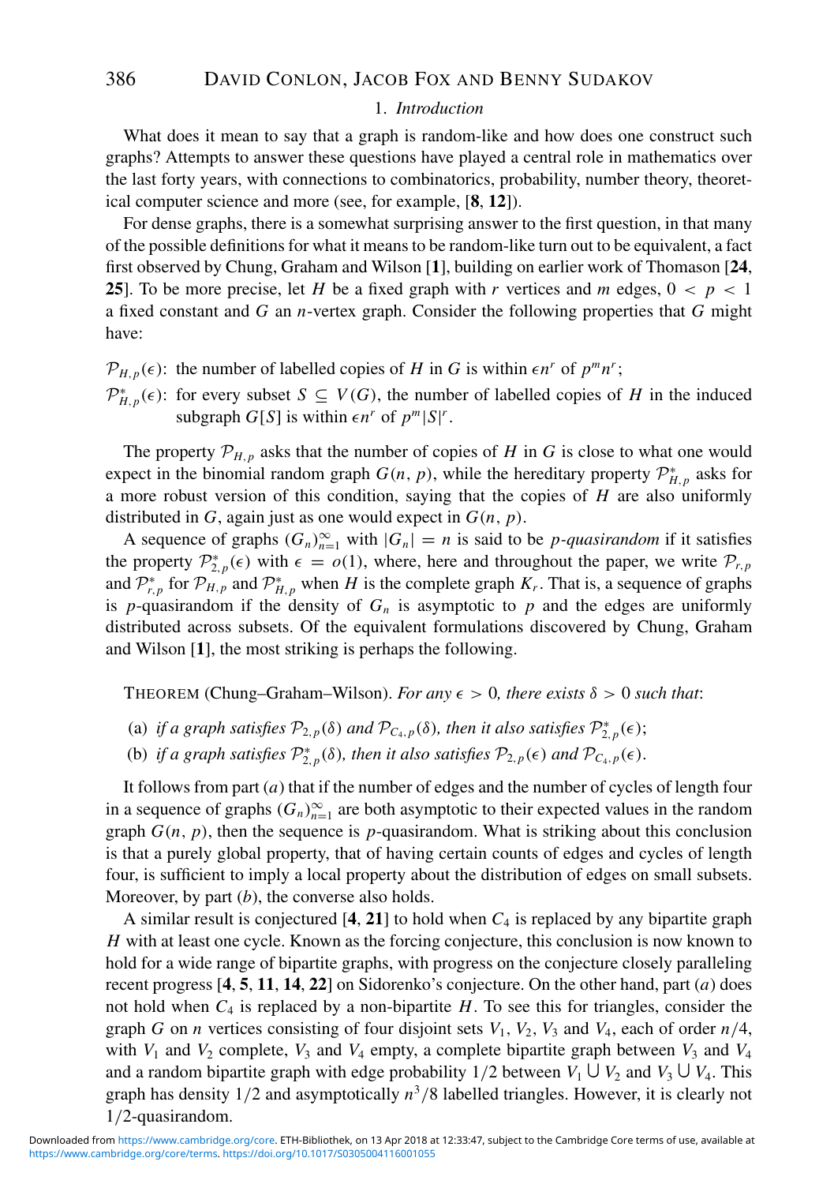## 1. *Introduction*

What does it mean to say that a graph is random-like and how does one construct such graphs? Attempts to answer these questions have played a central role in mathematics over the last forty years, with connections to combinatorics, probability, number theory, theoretical computer science and more (see, for example, [**8**, **12**]).

For dense graphs, there is a somewhat surprising answer to the first question, in that many of the possible definitions for what it means to be random-like turn out to be equivalent, a fact first observed by Chung, Graham and Wilson [**1**], building on earlier work of Thomason [**24**, **25**]. To be more precise, let $H$ be a fixed graph with $r$ vertices and $m$ edges, $0 < p < 1$ a fixed constant and $G$ an $n$-vertex graph. Consider the following properties that $G$ might have:

- $\mathcal{P}_{H,p}(\epsilon)$: the number of labelled copies of $H$ in $G$ is within $\epsilon n^r$ of $p^m n^r$;
- $\mathcal{P}^*_{H,p}(\epsilon)$: for every subset $S \subseteq V(G)$, the number of labelled copies of $H$ in the induced subgraph $G[S]$ is within $\epsilon n^r$ of $p^m |S|^r$.

The property $\mathcal{P}_{H,p}$ asks that the number of copies of $H$ in $G$ is close to what one would expect in the binomial random graph $G(n, p)$, while the hereditary property $\mathcal{P}^*_{H,p}$ asks for a more robust version of this condition, saying that the copies of $H$ are also uniformly distributed in $G$, again just as one would expect in $G(n, p)$.

A sequence of graphs $(G_n)_{n=1}^{\infty}$ with $|G_n| = n$ is said to be *p-quasirandom* if it satisfies the property $\mathcal{P}^*_{2,p}(\epsilon)$ with $\epsilon = o(1)$, where, here and throughout the paper, we write $\mathcal{P}_{r,p}$ and $\mathcal{P}^*_{r,p}$ for $\mathcal{P}_{H,p}$ and $\mathcal{P}^*_{H,p}$ when $H$ is the complete graph $K_r$. That is, a sequence of graphs is $p$-quasirandom if the density of $G_n$ is asymptotic to $p$ and the edges are uniformly distributed across subsets. Of the equivalent formulations discovered by Chung, Graham and Wilson [**1**], the most striking is perhaps the following.

THEOREM (Chung–Graham–Wilson). *For any $\epsilon > 0$, there exists $\delta > 0$ such that*:

(a) *if a graph satisfies $\mathcal{P}_{2,p}(\delta)$ and $\mathcal{P}_{C_4,p}(\delta)$, then it also satisfies $\mathcal{P}^*_{2,p}(\epsilon)$*;

(b) *if a graph satisfies $\mathcal{P}^*_{2,p}(\delta)$, then it also satisfies $\mathcal{P}_{2,p}(\epsilon)$ and $\mathcal{P}_{C_4,p}(\epsilon)$.*

It follows from part (*a*) that if the number of edges and the number of cycles of length four in a sequence of graphs $(G_n)_{n=1}^{\infty}$ are both asymptotic to their expected values in the random graph $G(n, p)$, then the sequence is $p$-quasirandom. What is striking about this conclusion is that a purely global property, that of having certain counts of edges and cycles of length four, is sufficient to imply a local property about the distribution of edges on small subsets. Moreover, by part (*b*), the converse also holds.

A similar result is conjectured [**4**, **21**] to hold when $C_4$ is replaced by any bipartite graph $H$ with at least one cycle. Known as the forcing conjecture, this conclusion is now known to hold for a wide range of bipartite graphs, with progress on the conjecture closely paralleling recent progress [**4**, **5**, **11**, **14**, **22**] on Sidorenko's conjecture. On the other hand, part (*a*) does not hold when $C_4$ is replaced by a non-bipartite $H$. To see this for triangles, consider the graph $G$ on $n$ vertices consisting of four disjoint sets $V_1$, $V_2$, $V_3$ and $V_4$, each of order $n/4$, with $V_1$ and $V_2$ complete, $V_3$ and $V_4$ empty, a complete bipartite graph between $V_3$ and $V_4$ and a random bipartite graph with edge probability $1/2$ between $V_1 \cup V_2$ and $V_3 \cup V_4$. This graph has density $1/2$ and asymptotically $n^3/8$ labelled triangles. However, it is clearly not $1/2$-quasirandom.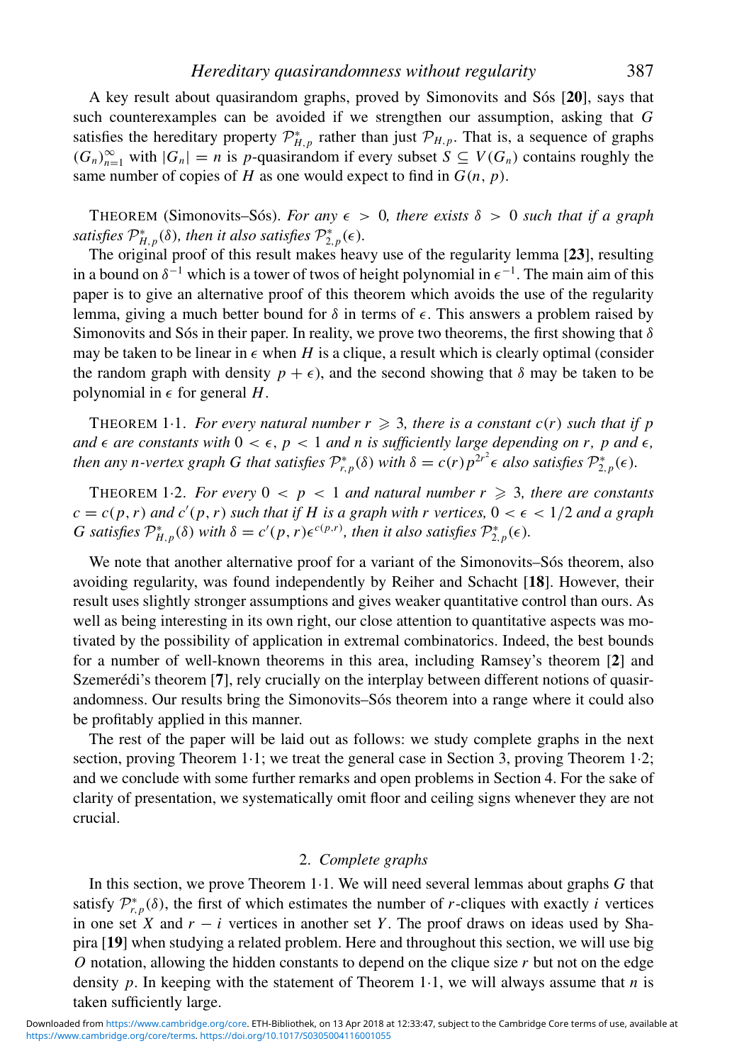A key result about quasirandom graphs, proved by Simonovits and Sós [**20**], says that such counterexamples can be avoided if we strengthen our assumption, asking that $G$ satisfies the hereditary property $\mathcal{P}^*_{H,p}$ rather than just $\mathcal{P}_{H,p}$. That is, a sequence of graphs $(G_n)_{n=1}^{\infty}$ with $|G_n| = n$ is $p$-quasirandom if every subset $S \subseteq V(G_n)$ contains roughly the same number of copies of $H$ as one would expect to find in $G(n, p)$.

THEOREM (Simonovits–Sós). *For any $\epsilon > 0$, there exists $\delta > 0$ such that if a graph satisfies $\mathcal{P}^*_{H,p}(\delta)$, then it also satisfies $\mathcal{P}^*_{2,p}(\epsilon)$.*

The original proof of this result makes heavy use of the regularity lemma [**23**], resulting in a bound on $\delta^{-1}$ which is a tower of twos of height polynomial in $\epsilon^{-1}$. The main aim of this paper is to give an alternative proof of this theorem which avoids the use of the regularity lemma, giving a much better bound for $\delta$ in terms of $\epsilon$. This answers a problem raised by Simonovits and Sós in their paper. In reality, we prove two theorems, the first showing that $\delta$ may be taken to be linear in $\epsilon$ when $H$ is a clique, a result which is clearly optimal (consider the random graph with density $p + \epsilon$), and the second showing that $\delta$ may be taken to be polynomial in $\epsilon$ for general $H$.

THEOREM 1·1. *For every natural number $r \geqslant 3$, there is a constant $c(r)$ such that if $p$ and $\epsilon$ are constants with $0 < \epsilon$, $p < 1$ and $n$ is sufficiently large depending on $r$, $p$ and $\epsilon$, then any $n$-vertex graph $G$ that satisfies $\mathcal{P}^*_{r,p}(\delta)$ with $\delta = c(r)p^{2r^2}\epsilon$ also satisfies $\mathcal{P}^*_{2,p}(\epsilon)$.*

THEOREM 1·2. *For every $0 < p < 1$ and natural number $r \geqslant 3$, there are constants $c = c(p, r)$ and $c'(p, r)$ such that if $H$ is a graph with $r$ vertices, $0 < \epsilon < 1/2$ and a graph $G$ satisfies $\mathcal{P}^*_{H,p}(\delta)$ with $\delta = c'(p, r)\epsilon^{c(p,r)}$, then it also satisfies $\mathcal{P}^*_{2,p}(\epsilon)$.*

We note that another alternative proof for a variant of the Simonovits–Sós theorem, also avoiding regularity, was found independently by Reiher and Schacht [**18**]. However, their result uses slightly stronger assumptions and gives weaker quantitative control than ours. As well as being interesting in its own right, our close attention to quantitative aspects was motivated by the possibility of application in extremal combinatorics. Indeed, the best bounds for a number of well-known theorems in this area, including Ramsey's theorem [**2**] and Szemerédi's theorem [**7**], rely crucially on the interplay between different notions of quasirandomness. Our results bring the Simonovits–Sós theorem into a range where it could also be profitably applied in this manner.

The rest of the paper will be laid out as follows: we study complete graphs in the next section, proving Theorem 1·1; we treat the general case in Section 3, proving Theorem 1·2; and we conclude with some further remarks and open problems in Section 4. For the sake of clarity of presentation, we systematically omit floor and ceiling signs whenever they are not crucial.

## 2. *Complete graphs*

In this section, we prove Theorem 1·1. We will need several lemmas about graphs $G$ that satisfy $\mathcal{P}^*_{r,p}(\delta)$, the first of which estimates the number of $r$-cliques with exactly $i$ vertices in one set $X$ and $r - i$ vertices in another set $Y$. The proof draws on ideas used by Shapira [**19**] when studying a related problem. Here and throughout this section, we will use big $O$ notation, allowing the hidden constants to depend on the clique size $r$ but not on the edge density $p$. In keeping with the statement of Theorem 1·1, we will always assume that $n$ is taken sufficiently large.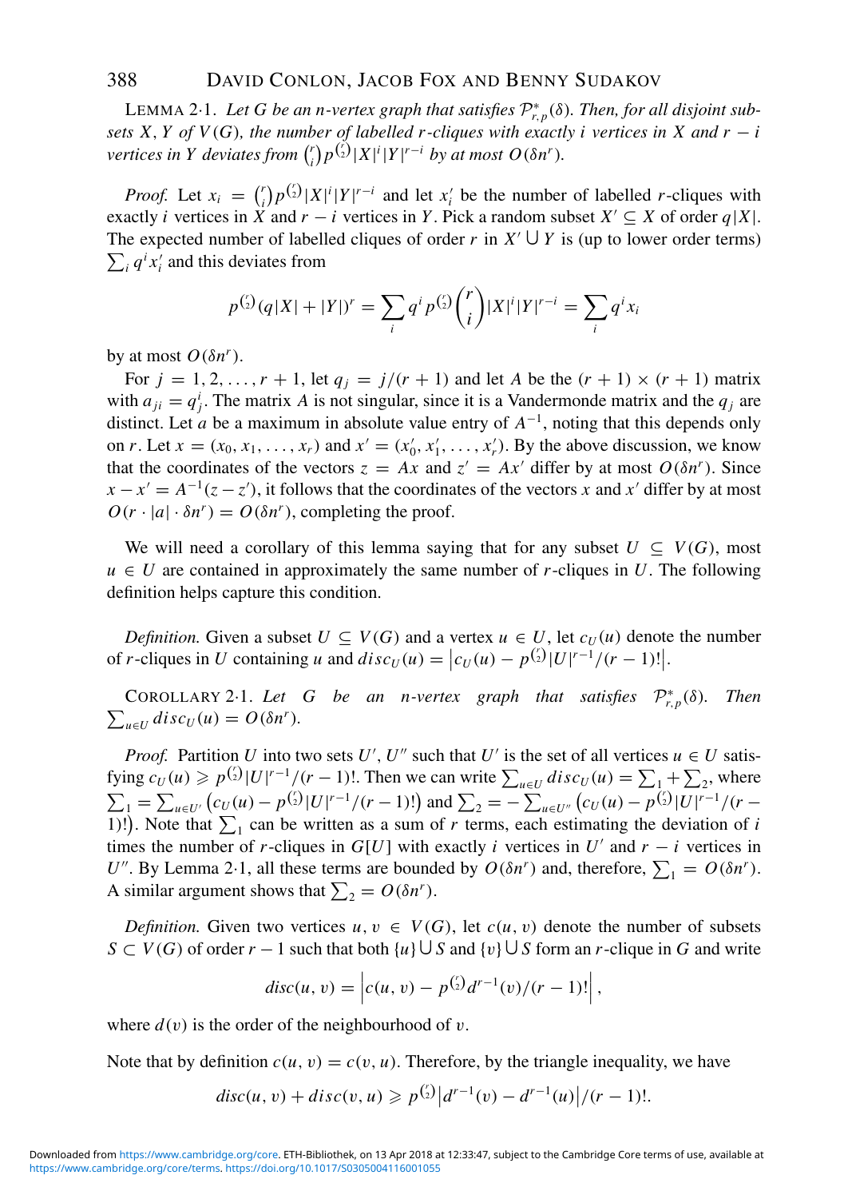LEMMA 2·1. *Let $G$ be an $n$-vertex graph that satisfies $\mathcal{P}^*_{r,p}(\delta)$. Then, for all disjoint subsets $X, Y$ of $V(G)$, the number of labelled $r$-cliques with exactly $i$ vertices in $X$ and $r-i$ vertices in $Y$ deviates from $\binom{r}{i}p^{\binom{r}{2}}|X|^i|Y|^{r-i}$ by at most $O(\delta n^r)$.*

*Proof.* Let $x_i = \binom{r}{i}p^{\binom{r}{2}}|X|^i|Y|^{r-i}$ and let $x'_i$ be the number of labelled $r$-cliques with exactly $i$ vertices in $X$ and $r-i$ vertices in $Y$. Pick a random subset $X' \subseteq X$ of order $q|X|$. The expected number of labelled cliques of order $r$ in $X' \cup Y$ is (up to lower order terms) $\sum_i q^i x'_i$ and this deviates from

$$p^{\binom{r}{2}}(q|X| + |Y|)^r = \sum_i q^i p^{\binom{r}{2}}\binom{r}{i}|X|^i|Y|^{r-i} = \sum_i q^i x_i$$

by at most $O(\delta n^r)$.

For $j = 1, 2, \ldots, r+1$, let $q_j = j/(r+1)$ and let $A$ be the $(r+1) \times (r+1)$ matrix with $a_{ji} = q_j^i$. The matrix $A$ is not singular, since it is a Vandermonde matrix and the $q_j$ are distinct. Let $a$ be a maximum in absolute value entry of $A^{-1}$, noting that this depends only on $r$. Let $x = (x_0, x_1, \ldots, x_r)$ and $x' = (x'_0, x'_1, \ldots, x'_r)$. By the above discussion, we know that the coordinates of the vectors $z = Ax$ and $z' = Ax'$ differ by at most $O(\delta n^r)$. Since $x - x' = A^{-1}(z - z')$, it follows that the coordinates of the vectors $x$ and $x'$ differ by at most $O(r \cdot |a| \cdot \delta n^r) = O(\delta n^r)$, completing the proof.

We will need a corollary of this lemma saying that for any subset $U \subseteq V(G)$, most $u \in U$ are contained in approximately the same number of $r$-cliques in $U$. The following definition helps capture this condition.

*Definition.* Given a subset $U \subseteq V(G)$ and a vertex $u \in U$, let $c_U(u)$ denote the number of $r$-cliques in $U$ containing $u$ and $disc_U(u) = \left|c_U(u) - p^{\binom{r}{2}}|U|^{r-1}/(r-1)!\right|$.

COROLLARY 2·1. *Let $G$ be an $n$-vertex graph that satisfies $\mathcal{P}^*_{r,p}(\delta)$. Then $\sum_{u \in U} disc_U(u) = O(\delta n^r)$.*

*Proof.* Partition $U$ into two sets $U', U''$ such that $U'$ is the set of all vertices $u \in U$ satisfying $c_U(u) \geqslant p^{\binom{r}{2}}|U|^{r-1}/(r-1)!$. Then we can write $\sum_{u \in U} disc_U(u) = \sum_1 + \sum_2$, where $\sum_1 = \sum_{u \in U'}\left(c_U(u) - p^{\binom{r}{2}}|U|^{r-1}/(r-1)!\right)$ and $\sum_2 = -\sum_{u \in U''}\left(c_U(u) - p^{\binom{r}{2}}|U|^{r-1}/(r-1)!\right)$. Note that $\sum_1$ can be written as a sum of $r$ terms, each estimating the deviation of $i$ times the number of $r$-cliques in $G[U]$ with exactly $i$ vertices in $U'$ and $r-i$ vertices in $U''$. By Lemma 2·1, all these terms are bounded by $O(\delta n^r)$ and, therefore, $\sum_1 = O(\delta n^r)$. A similar argument shows that $\sum_2 = O(\delta n^r)$.

*Definition.* Given two vertices $u, v \in V(G)$, let $c(u, v)$ denote the number of subsets $S \subset V(G)$ of order $r-1$ such that both $\{u\} \cup S$ and $\{v\} \cup S$ form an $r$-clique in $G$ and write

$$disc(u, v) = \left|c(u, v) - p^{\binom{r}{2}}d^{r-1}(v)/(r-1)!\right|,$$

where $d(v)$ is the order of the neighbourhood of $v$.

Note that by definition $c(u, v) = c(v, u)$. Therefore, by the triangle inequality, we have

$$disc(u, v) + disc(v, u) \geqslant p^{\binom{r}{2}}\left|d^{r-1}(v) - d^{r-1}(u)\right|/(r-1)!.$$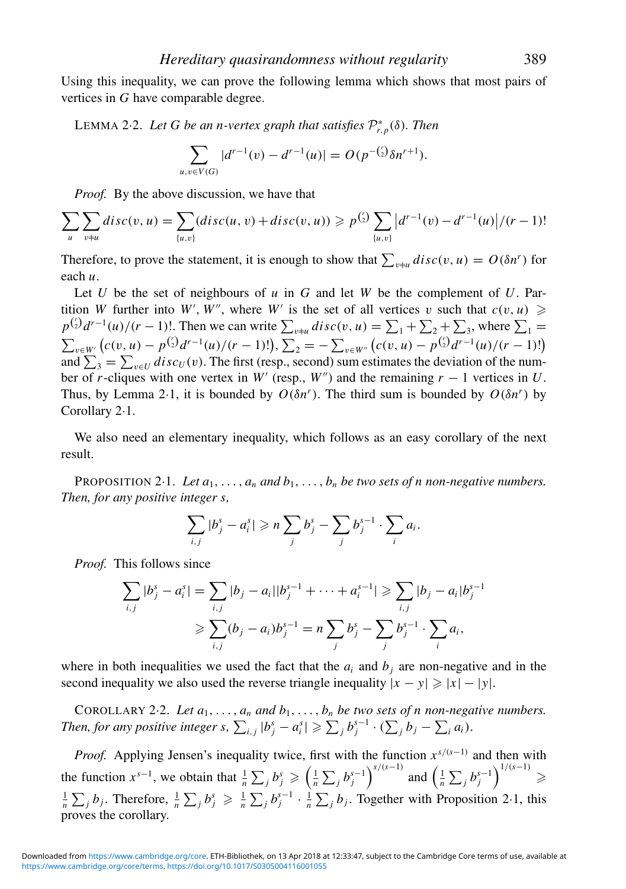Using this inequality, we can prove the following lemma which shows that most pairs of vertices in $G$ have comparable degree.

LEMMA 2·2. *Let $G$ be an $n$-vertex graph that satisfies $\mathcal{P}^*_{r,p}(\delta)$. Then*

$$\sum_{u,v \in V(G)} |d^{r-1}(v) - d^{r-1}(u)| = O(p^{-\binom{r}{2}}\delta n^{r+1}).$$

*Proof.* By the above discussion, we have that

$$\sum_{u} \sum_{v \neq u} disc(v,u) = \sum_{\{u,v\}} (disc(u,v) + disc(v,u)) \geqslant p^{\binom{r}{2}} \sum_{\{u,v\}} \left|d^{r-1}(v) - d^{r-1}(u)\right|/(r-1)!$$

Therefore, to prove the statement, it is enough to show that $\sum_{v\neq u} disc(v,u) = O(\delta n^r)$ for each $u$.

Let $U$ be the set of neighbours of $u$ in $G$ and let $W$ be the complement of $U$. Partition $W$ further into $W', W''$, where $W'$ is the set of all vertices $v$ such that $c(v,u) \geqslant p^{\binom{r}{2}} d^{r-1}(u)/(r-1)!$. Then we can write $\sum_{v\neq u} disc(v,u) = \sum_1 + \sum_2 + \sum_3$, where $\sum_1 = \sum_{v\in W'} \left(c(v,u) - p^{\binom{r}{2}} d^{r-1}(u)/(r-1)!\right)$, $\sum_2 = -\sum_{v \in W''} \left(c(v,u) - p^{\binom{r}{2}} d^{r-1}(u)/(r-1)!\right)$ and $\sum_3 = \sum_{v\in U} disc_U(v)$. The first (resp., second) sum estimates the deviation of the number of $r$-cliques with one vertex in $W'$ (resp., $W''$) and the remaining $r-1$ vertices in $U$. Thus, by Lemma 2·1, it is bounded by $O(\delta n^r)$. The third sum is bounded by $O(\delta n^r)$ by Corollary 2·1.

We also need an elementary inequality, which follows as an easy corollary of the next result.

PROPOSITION 2·1. *Let $a_1, \ldots, a_n$ and $b_1, \ldots, b_n$ be two sets of $n$ non-negative numbers. Then, for any positive integer $s$,*

$$\sum_{i,j} |b_j^s - a_i^s| \geqslant n \sum_j b_j^s - \sum_j b_j^{s-1} \cdot \sum_i a_i.$$

*Proof.* This follows since

$$\sum_{i,j} |b_j^s - a_i^s| = \sum_{i,j} |b_j - a_i||b_j^{s-1} + \cdots + a_i^{s-1}| \geqslant \sum_{i,j} |b_j - a_i| b_j^{s-1}$$
$$\geqslant \sum_{i,j} (b_j - a_i) b_j^{s-1} = n \sum_j b_j^s - \sum_j b_j^{s-1} \cdot \sum_i a_i,$$

where in both inequalities we used the fact that the $a_i$ and $b_j$ are non-negative and in the second inequality we also used the reverse triangle inequality $|x-y| \geqslant |x| - |y|$.

COROLLARY 2·2. *Let $a_1, \ldots, a_n$ and $b_1, \ldots, b_n$ be two sets of $n$ non-negative numbers. Then, for any positive integer $s$, $\sum_{i,j} |b_j^s - a_i^s| \geqslant \sum_j b_j^{s-1} \cdot (\sum_j b_j - \sum_i a_i)$.*

*Proof.* Applying Jensen's inequality twice, first with the function $x^{s/(s-1)}$ and then with the function $x^{s-1}$, we obtain that $\frac{1}{n}\sum_j b_j^s \geqslant \left(\frac{1}{n}\sum_j b_j^{s-1}\right)^{s/(s-1)}$ and $\left(\frac{1}{n}\sum_j b_j^{s-1}\right)^{1/(s-1)} \geqslant \frac{1}{n}\sum_j b_j$. Therefore, $\frac{1}{n}\sum_j b_j^s \geqslant \frac{1}{n}\sum_j b_j^{s-1} \cdot \frac{1}{n}\sum_j b_j$. Together with Proposition 2·1, this proves the corollary.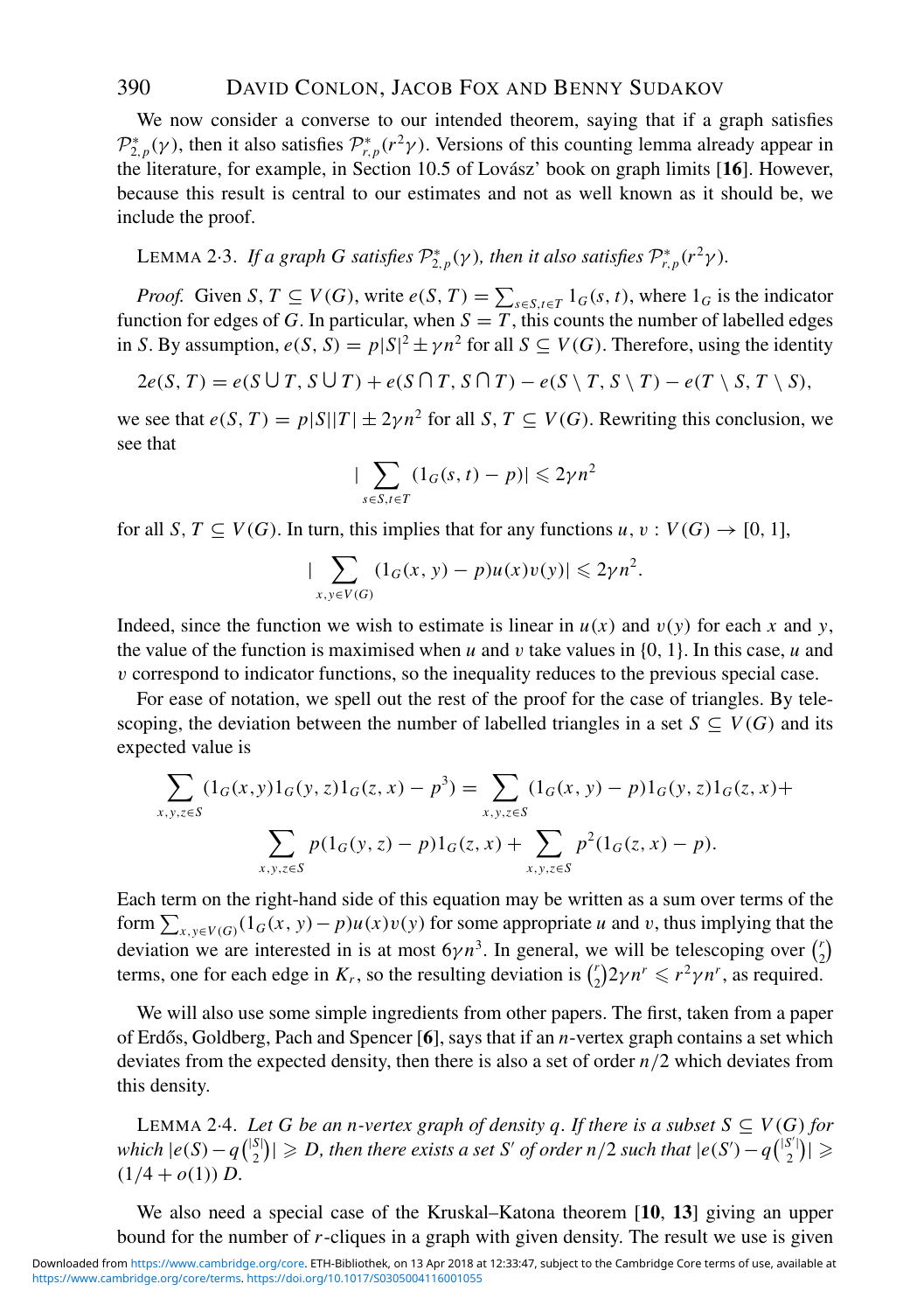We now consider a converse to our intended theorem, saying that if a graph satisfies $\mathcal{P}^*_{2,p}(\gamma)$, then it also satisfies $\mathcal{P}^*_{r,p}(r^2\gamma)$. Versions of this counting lemma already appear in the literature, for example, in Section 10.5 of Lovász' book on graph limits [**16**]. However, because this result is central to our estimates and not as well known as it should be, we include the proof.

LEMMA 2·3. *If a graph $G$ satisfies $\mathcal{P}^*_{2,p}(\gamma)$, then it also satisfies $\mathcal{P}^*_{r,p}(r^2\gamma)$.*

*Proof.* Given $S, T \subseteq V(G)$, write $e(S, T) = \sum_{s \in S, t \in T} 1_G(s, t)$, where $1_G$ is the indicator function for edges of $G$. In particular, when $S = T$, this counts the number of labelled edges in $S$. By assumption, $e(S, S) = p|S|^2 \pm \gamma n^2$ for all $S \subseteq V(G)$. Therefore, using the identity

$$2e(S, T) = e(S \cup T, S \cup T) + e(S \cap T, S \cap T) - e(S \setminus T, S \setminus T) - e(T \setminus S, T \setminus S),$$

we see that $e(S, T) = p|S||T| \pm 2\gamma n^2$ for all $S, T \subseteq V(G)$. Rewriting this conclusion, we see that

$$|\sum_{s \in S, t \in T} (1_G(s, t) - p)| \leqslant 2\gamma n^2$$

for all $S, T \subseteq V(G)$. In turn, this implies that for any functions $u, v : V(G) \to [0, 1]$,

$$|\sum_{x, y \in V(G)} (1_G(x, y) - p)u(x)v(y)| \leqslant 2\gamma n^2.$$

Indeed, since the function we wish to estimate is linear in $u(x)$ and $v(y)$ for each $x$ and $y$, the value of the function is maximised when $u$ and $v$ take values in $\{0, 1\}$. In this case, $u$ and $v$ correspond to indicator functions, so the inequality reduces to the previous special case.

For ease of notation, we spell out the rest of the proof for the case of triangles. By telescoping, the deviation between the number of labelled triangles in a set $S \subseteq V(G)$ and its expected value is

$$\sum_{x,y,z \in S} (1_G(x,y)1_G(y,z)1_G(z,x) - p^3) = \sum_{x,y,z \in S} (1_G(x, y) - p)1_G(y, z)1_G(z, x) +$$
$$\sum_{x,y,z \in S} p(1_G(y, z) - p)1_G(z, x) + \sum_{x,y,z \in S} p^2(1_G(z, x) - p).$$

Each term on the right-hand side of this equation may be written as a sum over terms of the form $\sum_{x,y \in V(G)} (1_G(x, y) - p)u(x)v(y)$ for some appropriate $u$ and $v$, thus implying that the deviation we are interested in is at most $6\gamma n^3$. In general, we will be telescoping over $\binom{r}{2}$ terms, one for each edge in $K_r$, so the resulting deviation is $\binom{r}{2} 2\gamma n^r \leqslant r^2\gamma n^r$, as required.

We will also use some simple ingredients from other papers. The first, taken from a paper of Erdős, Goldberg, Pach and Spencer [**6**], says that if an $n$-vertex graph contains a set which deviates from the expected density, then there is also a set of order $n/2$ which deviates from this density.

LEMMA 2·4. *Let $G$ be an $n$-vertex graph of density $q$. If there is a subset $S \subseteq V(G)$ for which $|e(S) - q\binom{|S|}{2}| \geqslant D$, then there exists a set $S'$ of order $n/2$ such that $|e(S') - q\binom{|S'|}{2}| \geqslant (1/4 + o(1))\, D$.*

We also need a special case of the Kruskal–Katona theorem [**10**, **13**] giving an upper bound for the number of $r$-cliques in a graph with given density. The result we use is given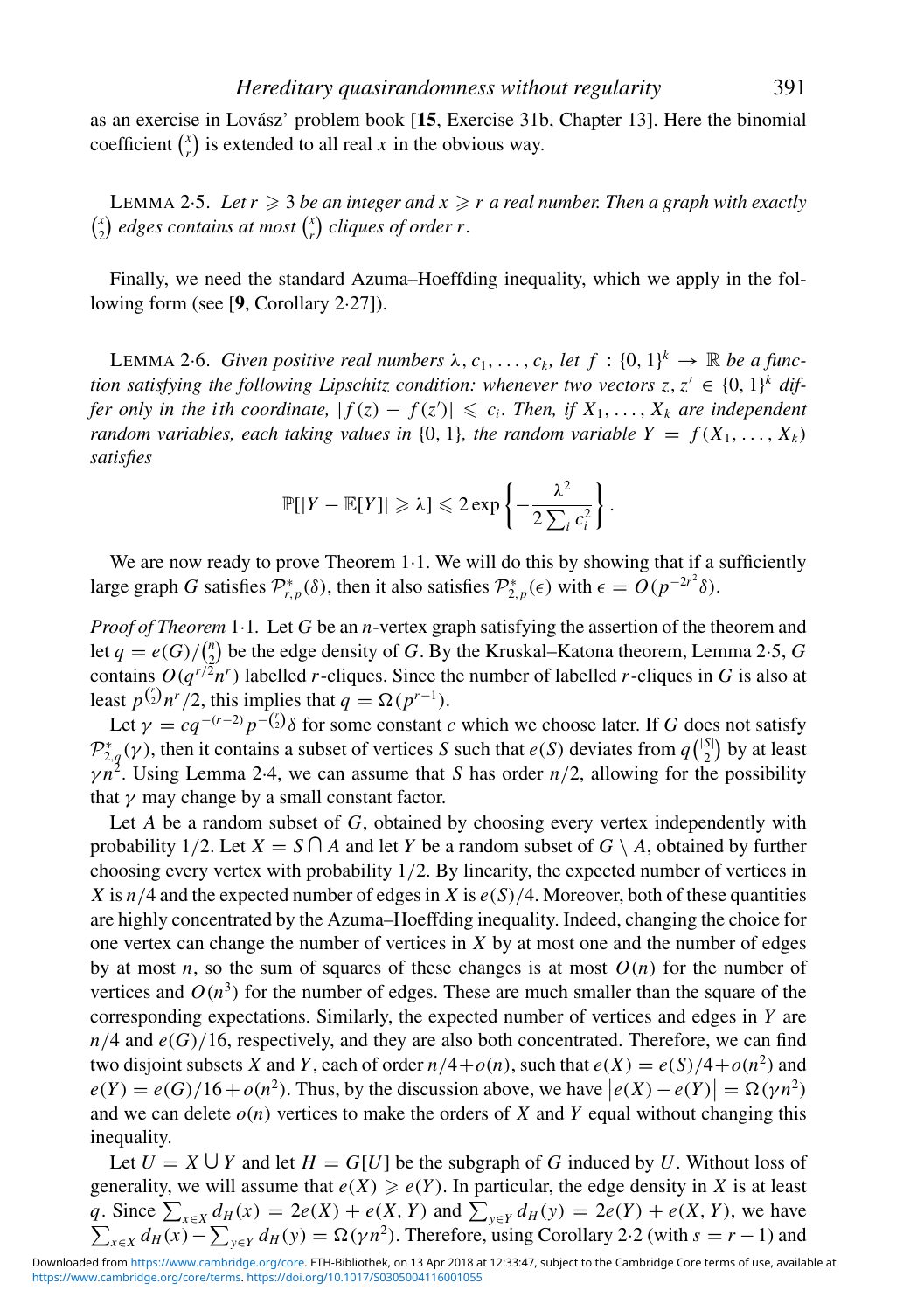as an exercise in Lovász' problem book [**15**, Exercise 31b, Chapter 13]. Here the binomial coefficient $\binom{x}{r}$ is extended to all real $x$ in the obvious way.

LEMMA 2·5. *Let $r \geqslant 3$ be an integer and $x \geqslant r$ a real number. Then a graph with exactly $\binom{x}{2}$ edges contains at most $\binom{x}{r}$ cliques of order $r$.*

Finally, we need the standard Azuma–Hoeffding inequality, which we apply in the following form (see [**9**, Corollary 2·27]).

LEMMA 2·6. *Given positive real numbers $\lambda, c_1, \ldots, c_k$, let $f : \{0, 1\}^k \to \mathbb{R}$ be a function satisfying the following Lipschitz condition: whenever two vectors $z, z' \in \{0, 1\}^k$ differ only in the $i$th coordinate, $|f(z) - f(z')| \leqslant c_i$. Then, if $X_1, \ldots, X_k$ are independent random variables, each taking values in $\{0, 1\}$, the random variable $Y = f(X_1, \ldots, X_k)$ satisfies*

$$\mathbb{P}[|Y - \mathbb{E}[Y]| \geqslant \lambda] \leqslant 2 \exp\left\{-\frac{\lambda^2}{2\sum_i c_i^2}\right\}.$$

We are now ready to prove Theorem 1·1. We will do this by showing that if a sufficiently large graph $G$ satisfies $\mathcal{P}^*_{r,p}(\delta)$, then it also satisfies $\mathcal{P}^*_{2,p}(\epsilon)$ with $\epsilon = O(p^{-2r^2}\delta)$.

*Proof of Theorem* 1·1. Let $G$ be an $n$-vertex graph satisfying the assertion of the theorem and let $q = e(G)/\binom{n}{2}$ be the edge density of $G$. By the Kruskal–Katona theorem, Lemma 2·5, $G$ contains $O(q^{r/2}n^r)$ labelled $r$-cliques. Since the number of labelled $r$-cliques in $G$ is also at least $p^{\binom{r}{2}}n^r/2$, this implies that $q = \Omega(p^{r-1})$.

Let $\gamma = cq^{-(r-2)}p^{-\binom{r}{2}}\delta$ for some constant $c$ which we choose later. If $G$ does not satisfy $\mathcal{P}^*_{2,q}(\gamma)$, then it contains a subset of vertices $S$ such that $e(S)$ deviates from $q\binom{|S|}{2}$ by at least $\gamma n^2$. Using Lemma 2·4, we can assume that $S$ has order $n/2$, allowing for the possibility that $\gamma$ may change by a small constant factor.

Let $A$ be a random subset of $G$, obtained by choosing every vertex independently with probability 1/2. Let $X = S \cap A$ and let $Y$ be a random subset of $G \setminus A$, obtained by further choosing every vertex with probability 1/2. By linearity, the expected number of vertices in $X$ is $n/4$ and the expected number of edges in $X$ is $e(S)/4$. Moreover, both of these quantities are highly concentrated by the Azuma–Hoeffding inequality. Indeed, changing the choice for one vertex can change the number of vertices in $X$ by at most one and the number of edges by at most $n$, so the sum of squares of these changes is at most $O(n)$ for the number of vertices and $O(n^3)$ for the number of edges. These are much smaller than the square of the corresponding expectations. Similarly, the expected number of vertices and edges in $Y$ are $n/4$ and $e(G)/16$, respectively, and they are also both concentrated. Therefore, we can find two disjoint subsets $X$ and $Y$, each of order $n/4 + o(n)$, such that $e(X) = e(S)/4 + o(n^2)$ and $e(Y) = e(G)/16 + o(n^2)$. Thus, by the discussion above, we have $\left|e(X) - e(Y)\right| = \Omega(\gamma n^2)$ and we can delete $o(n)$ vertices to make the orders of $X$ and $Y$ equal without changing this inequality.

Let $U = X \cup Y$ and let $H = G[U]$ be the subgraph of $G$ induced by $U$. Without loss of generality, we will assume that $e(X) \geqslant e(Y)$. In particular, the edge density in $X$ is at least $q$. Since $\sum_{x \in X} d_H(x) = 2e(X) + e(X, Y)$ and $\sum_{y \in Y} d_H(y) = 2e(Y) + e(X, Y)$, we have $\sum_{x \in X} d_H(x) - \sum_{y \in Y} d_H(y) = \Omega(\gamma n^2)$. Therefore, using Corollary 2·2 (with $s = r - 1$) and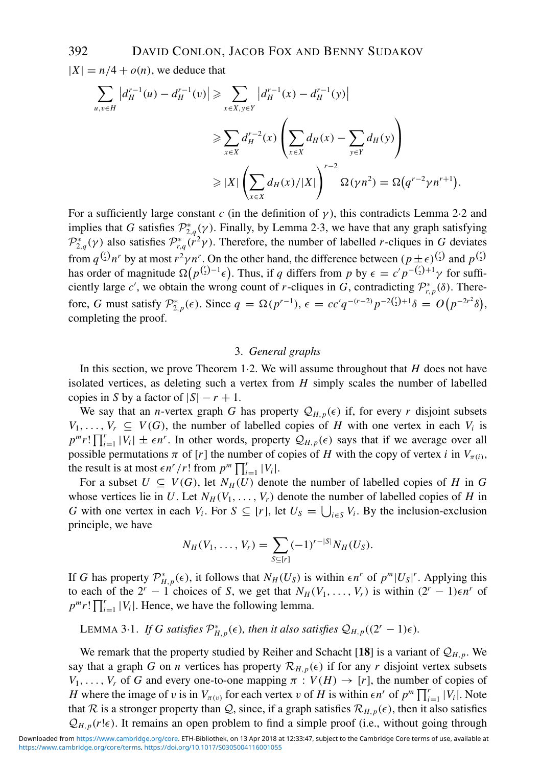$|X| = n/4 + o(n)$, we deduce that

$$\sum_{u,v\in H} \left|d_H^{r-1}(u) - d_H^{r-1}(v)\right| \geqslant \sum_{x\in X, y\in Y} \left|d_H^{r-1}(x) - d_H^{r-1}(y)\right|$$
$$\geqslant \sum_{x\in X} d_H^{r-2}(x) \left(\sum_{x\in X} d_H(x) - \sum_{y\in Y} d_H(y)\right)$$
$$\geqslant |X| \left(\sum_{x\in X} d_H(x)/|X|\right)^{r-2} \Omega(\gamma n^2) = \Omega\big(q^{r-2}\gamma n^{r+1}\big).$$

For a sufficiently large constant $c$ (in the definition of $\gamma$), this contradicts Lemma 2·2 and implies that $G$ satisfies $\mathcal{P}^*_{2,q}(\gamma)$. Finally, by Lemma 2·3, we have that any graph satisfying $\mathcal{P}^*_{2,q}(\gamma)$ also satisfies $\mathcal{P}^*_{r,q}(r^2\gamma)$. Therefore, the number of labelled $r$-cliques in $G$ deviates from $q^{\binom{r}{2}} n^r$ by at most $r^2\gamma n^r$. On the other hand, the difference between $(p\pm\epsilon)^{\binom{r}{2}}$ and $p^{\binom{r}{2}}$ has order of magnitude $\Omega\big(p^{\binom{r}{2}-1}\epsilon\big)$. Thus, if $q$ differs from $p$ by $\epsilon = c' p^{-\binom{r}{2}+1}\gamma$ for sufficiently large $c'$, we obtain the wrong count of $r$-cliques in $G$, contradicting $\mathcal{P}^*_{r,p}(\delta)$. Therefore, $G$ must satisfy $\mathcal{P}^*_{2,p}(\epsilon)$. Since $q = \Omega(p^{r-1})$, $\epsilon = cc' q^{-(r-2)} p^{-2\binom{r}{2}+1}\delta = O\big(p^{-2r^2}\delta\big)$, completing the proof.

## 3. *General graphs*

In this section, we prove Theorem 1·2. We will assume throughout that $H$ does not have isolated vertices, as deleting such a vertex from $H$ simply scales the number of labelled copies in $S$ by a factor of $|S| - r + 1$.

We say that an $n$-vertex graph $G$ has property $\mathcal{Q}_{H,p}(\epsilon)$ if, for every $r$ disjoint subsets $V_1, \ldots, V_r \subseteq V(G)$, the number of labelled copies of $H$ with one vertex in each $V_i$ is $p^m r! \prod_{i=1}^r |V_i| \pm \epsilon n^r$. In other words, property $\mathcal{Q}_{H,p}(\epsilon)$ says that if we average over all possible permutations $\pi$ of $[r]$ the number of copies of $H$ with the copy of vertex $i$ in $V_{\pi(i)}$, the result is at most $\epsilon n^r/r!$ from $p^m \prod_{i=1}^r |V_i|$.

For a subset $U \subseteq V(G)$, let $N_H(U)$ denote the number of labelled copies of $H$ in $G$ whose vertices lie in $U$. Let $N_H(V_1, \ldots, V_r)$ denote the number of labelled copies of $H$ in $G$ with one vertex in each $V_i$. For $S \subseteq [r]$, let $U_S = \bigcup_{i\in S} V_i$. By the inclusion-exclusion principle, we have

$$N_H(V_1, \ldots, V_r) = \sum_{S\subseteq[r]} (-1)^{r-|S|} N_H(U_S).$$

If $G$ has property $\mathcal{P}^*_{H,p}(\epsilon)$, it follows that $N_H(U_S)$ is within $\epsilon n^r$ of $p^m |U_S|^r$. Applying this to each of the $2^r - 1$ choices of $S$, we get that $N_H(V_1, \ldots, V_r)$ is within $(2^r - 1)\epsilon n^r$ of $p^m r! \prod_{i=1}^r |V_i|$. Hence, we have the following lemma.

LEMMA 3·1. *If $G$ satisfies $\mathcal{P}^*_{H,p}(\epsilon)$, then it also satisfies $\mathcal{Q}_{H,p}((2^r - 1)\epsilon)$.*

We remark that the property studied by Reiher and Schacht [18] is a variant of $\mathcal{Q}_{H,p}$. We say that a graph $G$ on $n$ vertices has property $\mathcal{R}_{H,p}(\epsilon)$ if for any $r$ disjoint vertex subsets $V_1, \ldots, V_r$ of $G$ and every one-to-one mapping $\pi : V(H) \to [r]$, the number of copies of $H$ where the image of $v$ is in $V_{\pi(v)}$ for each vertex $v$ of $H$ is within $\epsilon n^r$ of $p^m \prod_{i=1}^r |V_i|$. Note that $\mathcal{R}$ is a stronger property than $\mathcal{Q}$, since, if a graph satisfies $\mathcal{R}_{H,p}(\epsilon)$, then it also satisfies $\mathcal{Q}_{H,p}(r!\epsilon)$. It remains an open problem to find a simple proof (i.e., without going through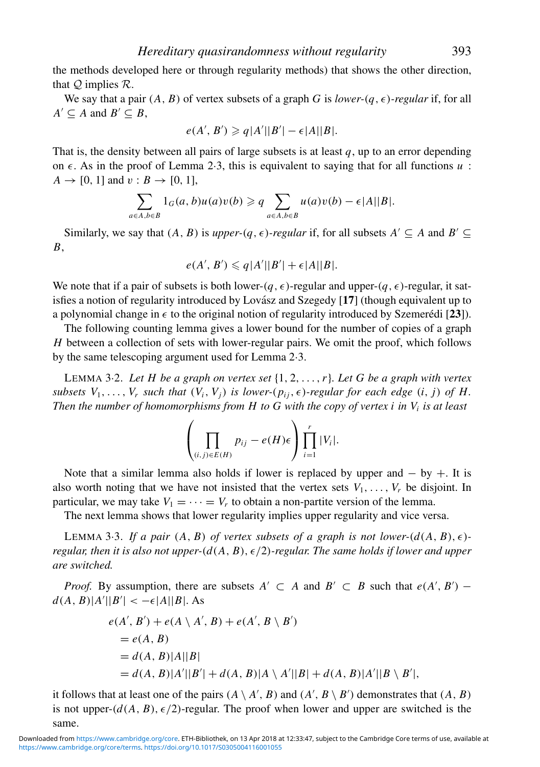the methods developed here or through regularity methods) that shows the other direction, that $\mathcal{Q}$ implies $\mathcal{R}$.

We say that a pair $(A, B)$ of vertex subsets of a graph $G$ is *lower-$(q, \epsilon)$-regular* if, for all $A' \subseteq A$ and $B' \subseteq B$,

$$e(A', B') \geqslant q|A'||B'| - \epsilon|A||B|.$$

That is, the density between all pairs of large subsets is at least $q$, up to an error depending on $\epsilon$. As in the proof of Lemma 2·3, this is equivalent to saying that for all functions $u : A \to [0, 1]$ and $v : B \to [0, 1]$,

$$\sum_{a \in A, b \in B} 1_G(a, b) u(a) v(b) \geqslant q \sum_{a \in A, b \in B} u(a) v(b) - \epsilon|A||B|.$$

Similarly, we say that $(A, B)$ is *upper-$(q, \epsilon)$-regular* if, for all subsets $A' \subseteq A$ and $B' \subseteq B$,

$$e(A', B') \leqslant q|A'||B'| + \epsilon|A||B|.$$

We note that if a pair of subsets is both lower-$(q, \epsilon)$-regular and upper-$(q, \epsilon)$-regular, it satisfies a notion of regularity introduced by Lovász and Szegedy [**17**] (though equivalent up to a polynomial change in $\epsilon$ to the original notion of regularity introduced by Szemerédi [**23**]).

The following counting lemma gives a lower bound for the number of copies of a graph $H$ between a collection of sets with lower-regular pairs. We omit the proof, which follows by the same telescoping argument used for Lemma 2·3.

LEMMA 3·2. *Let $H$ be a graph on vertex set $\{1, 2, \ldots, r\}$. Let $G$ be a graph with vertex subsets $V_1, \ldots, V_r$ such that $(V_i, V_j)$ is lower-$(p_{ij}, \epsilon)$-regular for each edge $(i, j)$ of $H$. Then the number of homomorphisms from $H$ to $G$ with the copy of vertex $i$ in $V_i$ is at least*

$$\left( \prod_{(i,j) \in E(H)} p_{ij} - e(H)\epsilon \right) \prod_{i=1}^{r} |V_i|.$$

Note that a similar lemma also holds if lower is replaced by upper and $-$ by $+$. It is also worth noting that we have not insisted that the vertex sets $V_1, \ldots, V_r$ be disjoint. In particular, we may take $V_1 = \cdots = V_r$ to obtain a non-partite version of the lemma.

The next lemma shows that lower regularity implies upper regularity and vice versa.

LEMMA 3·3. *If a pair $(A, B)$ of vertex subsets of a graph is not lower-$(d(A, B), \epsilon)$-regular, then it is also not upper-$(d(A, B), \epsilon/2)$-regular. The same holds if lower and upper are switched.*

*Proof.* By assumption, there are subsets $A' \subset A$ and $B' \subset B$ such that $e(A', B') - d(A, B)|A'||B'| < -\epsilon|A||B|$. As

$$\begin{aligned}
&e(A', B') + e(A \setminus A', B) + e(A', B \setminus B') \\
&= e(A, B) \\
&= d(A, B)|A||B| \\
&= d(A, B)|A'||B'| + d(A, B)|A \setminus A'||B| + d(A, B)|A'||B \setminus B'|,
\end{aligned}$$

it follows that at least one of the pairs $(A \setminus A', B)$ and $(A', B \setminus B')$ demonstrates that $(A, B)$ is not upper-$(d(A, B), \epsilon/2)$-regular. The proof when lower and upper are switched is the same.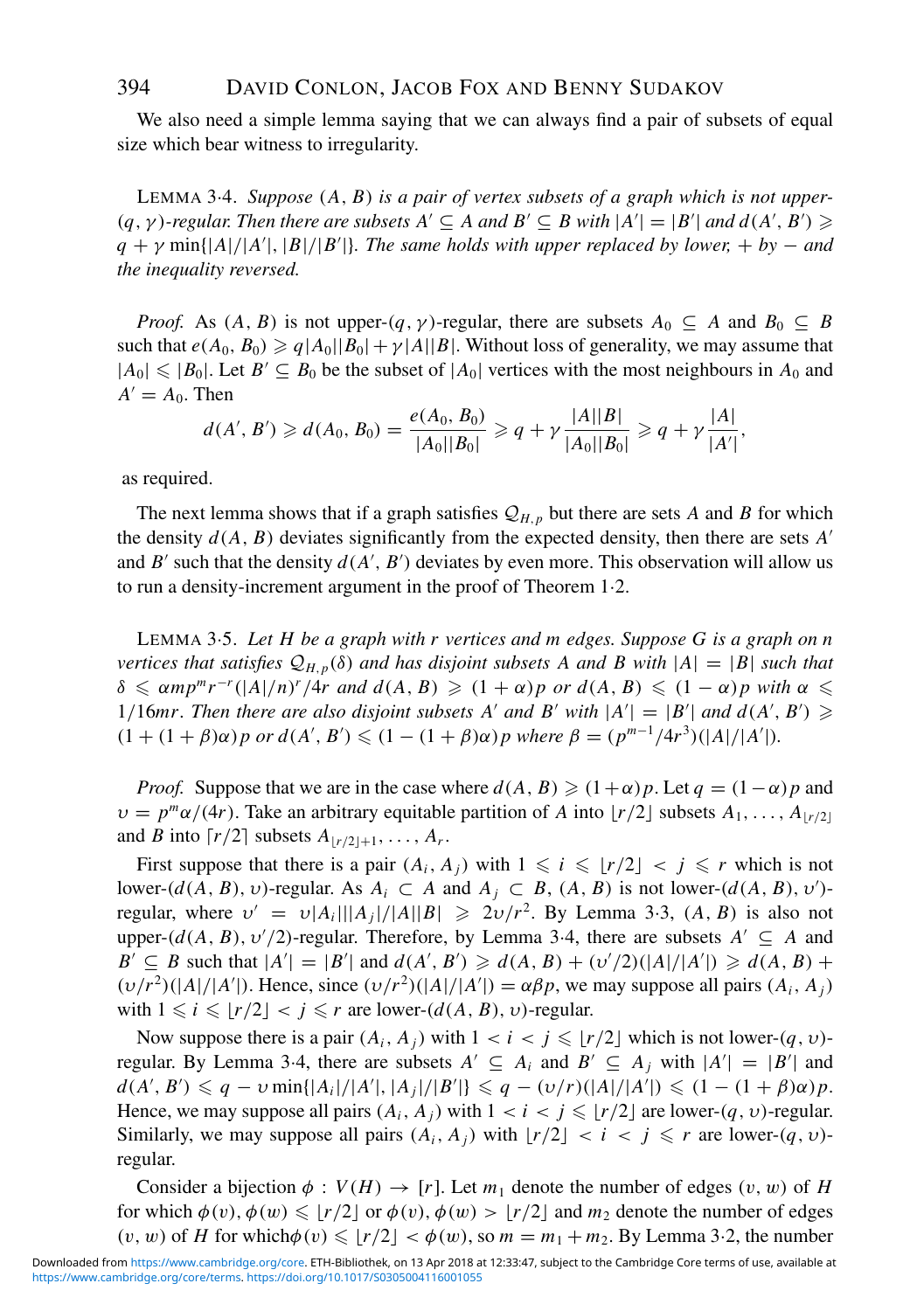We also need a simple lemma saying that we can always find a pair of subsets of equal size which bear witness to irregularity.

LEMMA 3·4. *Suppose $(A, B)$ is a pair of vertex subsets of a graph which is not upper-$(q, \gamma)$-regular. Then there are subsets $A' \subseteq A$ and $B' \subseteq B$ with $|A'| = |B'|$ and $d(A', B') \geqslant q + \gamma \min\{|A|/|A'|, |B|/|B'|\}$. The same holds with upper replaced by lower, $+$ by $-$ and the inequality reversed.*

*Proof.* As $(A, B)$ is not upper-$(q, \gamma)$-regular, there are subsets $A_0 \subseteq A$ and $B_0 \subseteq B$ such that $e(A_0, B_0) \geqslant q|A_0||B_0| + \gamma|A||B|$. Without loss of generality, we may assume that $|A_0| \leqslant |B_0|$. Let $B' \subseteq B_0$ be the subset of $|A_0|$ vertices with the most neighbours in $A_0$ and $A' = A_0$. Then

$$d(A', B') \geqslant d(A_0, B_0) = \frac{e(A_0, B_0)}{|A_0||B_0|} \geqslant q + \gamma \frac{|A||B|}{|A_0||B_0|} \geqslant q + \gamma \frac{|A|}{|A'|},$$

as required.

The next lemma shows that if a graph satisfies $\mathcal{Q}_{H,p}$ but there are sets $A$ and $B$ for which the density $d(A, B)$ deviates significantly from the expected density, then there are sets $A'$ and $B'$ such that the density $d(A', B')$ deviates by even more. This observation will allow us to run a density-increment argument in the proof of Theorem 1·2.

LEMMA 3·5. *Let $H$ be a graph with $r$ vertices and $m$ edges. Suppose $G$ is a graph on $n$ vertices that satisfies $\mathcal{Q}_{H,p}(\delta)$ and has disjoint subsets $A$ and $B$ with $|A| = |B|$ such that $\delta \leqslant \alpha m p^m r^{-r}(|A|/n)^r/4r$ and $d(A, B) \geqslant (1+\alpha)p$ or $d(A, B) \leqslant (1-\alpha)p$ with $\alpha \leqslant 1/16mr$. Then there are also disjoint subsets $A'$ and $B'$ with $|A'| = |B'|$ and $d(A', B') \geqslant (1 + (1+\beta)\alpha)p$ or $d(A', B') \leqslant (1 - (1+\beta)\alpha)p$ where $\beta = (p^{m-1}/4r^3)(|A|/|A'|)$.*

*Proof.* Suppose that we are in the case where $d(A, B) \geqslant (1+\alpha)p$. Let $q = (1-\alpha)p$ and $\upsilon = p^m\alpha/(4r)$. Take an arbitrary equitable partition of $A$ into $\lfloor r/2 \rfloor$ subsets $A_1, \ldots, A_{\lfloor r/2 \rfloor}$ and $B$ into $\lceil r/2 \rceil$ subsets $A_{\lfloor r/2 \rfloor + 1}, \ldots, A_r$.

First suppose that there is a pair $(A_i, A_j)$ with $1 \leqslant i \leqslant \lfloor r/2 \rfloor < j \leqslant r$ which is not lower-$(d(A, B), \upsilon)$-regular. As $A_i \subset A$ and $A_j \subset B$, $(A, B)$ is not lower-$(d(A, B), \upsilon')$-regular, where $\upsilon' = \upsilon|A_i||A_j|/|A||B| \geqslant 2\upsilon/r^2$. By Lemma 3·3, $(A, B)$ is also not upper-$(d(A, B), \upsilon'/2)$-regular. Therefore, by Lemma 3·4, there are subsets $A' \subseteq A$ and $B' \subseteq B$ such that $|A'| = |B'|$ and $d(A', B') \geqslant d(A, B) + (\upsilon'/2)(|A|/|A'|) \geqslant d(A, B) + (\upsilon/r^2)(|A|/|A'|)$. Hence, since $(\upsilon/r^2)(|A|/|A'|) = \alpha\beta p$, we may suppose all pairs $(A_i, A_j)$ with $1 \leqslant i \leqslant \lfloor r/2 \rfloor < j \leqslant r$ are lower-$(d(A, B), \upsilon)$-regular.

Now suppose there is a pair $(A_i, A_j)$ with $1 < i < j \leqslant \lfloor r/2 \rfloor$ which is not lower-$(q, \upsilon)$-regular. By Lemma 3·4, there are subsets $A' \subseteq A_i$ and $B' \subseteq A_j$ with $|A'| = |B'|$ and $d(A', B') \leqslant q - \upsilon \min\{|A_i|/|A'|, |A_j|/|B'|\} \leqslant q - (\upsilon/r)(|A|/|A'|) \leqslant (1 - (1+\beta)\alpha)p$. Hence, we may suppose all pairs $(A_i, A_j)$ with $1 < i < j \leqslant \lfloor r/2 \rfloor$ are lower-$(q, \upsilon)$-regular. Similarly, we may suppose all pairs $(A_i, A_j)$ with $\lfloor r/2 \rfloor < i < j \leqslant r$ are lower-$(q, \upsilon)$-regular.

Consider a bijection $\phi : V(H) \to [r]$. Let $m_1$ denote the number of edges $(v, w)$ of $H$ for which $\phi(v), \phi(w) \leqslant \lfloor r/2 \rfloor$ or $\phi(v), \phi(w) > \lfloor r/2 \rfloor$ and $m_2$ denote the number of edges $(v, w)$ of $H$ for which $\phi(v) \leqslant \lfloor r/2 \rfloor < \phi(w)$, so $m = m_1 + m_2$. By Lemma 3·2, the number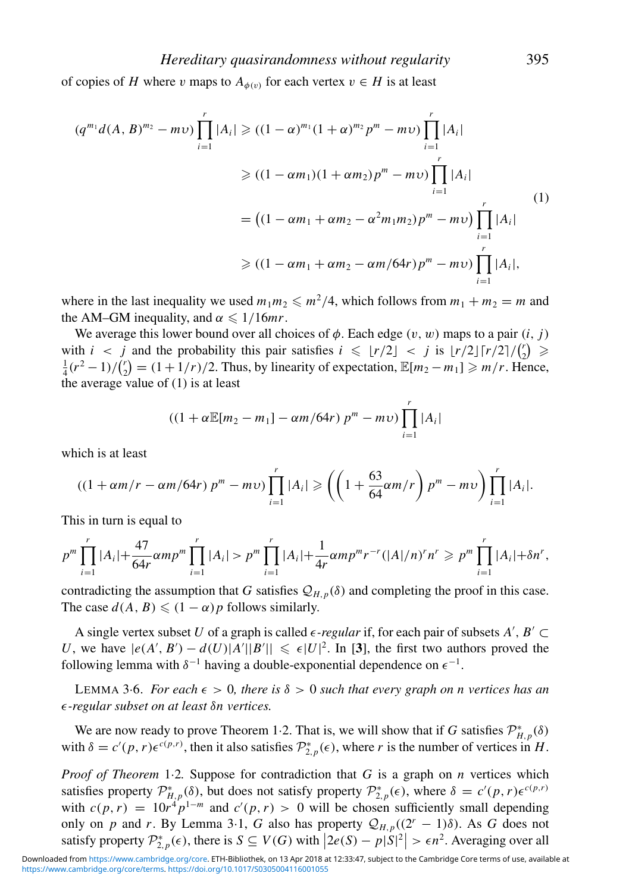of copies of $H$ where $v$ maps to $A_{\phi(v)}$ for each vertex $v \in H$ is at least

$$
\begin{aligned}
(q^{m_1} d(A,B)^{m_2} - m\upsilon) \prod_{i=1}^{r} |A_i| &\geqslant ((1-\alpha)^{m_1}(1+\alpha)^{m_2} p^m - m\upsilon) \prod_{i=1}^{r} |A_i| \\
&\geqslant ((1-\alpha m_1)(1+\alpha m_2) p^m - m\upsilon) \prod_{i=1}^{r} |A_i| \\
&= \left((1 - \alpha m_1 + \alpha m_2 - \alpha^2 m_1 m_2) p^m - m\upsilon\right) \prod_{i=1}^{r} |A_i| \\
&\geqslant ((1 - \alpha m_1 + \alpha m_2 - \alpha m/64r) p^m - m\upsilon) \prod_{i=1}^{r} |A_i|,
\end{aligned}
\tag{1}
$$

where in the last inequality we used $m_1 m_2 \leqslant m^2/4$, which follows from $m_1 + m_2 = m$ and the AM–GM inequality, and $\alpha \leqslant 1/16mr$.

We average this lower bound over all choices of $\phi$. Each edge $(v, w)$ maps to a pair $(i, j)$ with $i < j$ and the probability this pair satisfies $i \leqslant \lfloor r/2 \rfloor < j$ is $\lfloor r/2 \rfloor \lceil r/2 \rceil / \binom{r}{2} \geqslant \frac{1}{4}(r^2-1)/\binom{r}{2} = (1+1/r)/2$. Thus, by linearity of expectation, $\mathbb{E}[m_2 - m_1] \geqslant m/r$. Hence, the average value of (1) is at least

$$
((1 + \alpha \mathbb{E}[m_2 - m_1] - \alpha m/64r)\, p^m - m\upsilon) \prod_{i=1}^{r} |A_i|
$$

which is at least

$$
((1 + \alpha m/r - \alpha m/64r)\, p^m - m\upsilon) \prod_{i=1}^{r} |A_i| \geqslant \left( \left(1 + \frac{63}{64}\alpha m/r\right) p^m - m\upsilon \right) \prod_{i=1}^{r} |A_i|.
$$

This in turn is equal to

$$
p^m \prod_{i=1}^{r} |A_i| + \frac{47}{64r}\alpha m p^m \prod_{i=1}^{r} |A_i| > p^m \prod_{i=1}^{r} |A_i| + \frac{1}{4r}\alpha m p^m r^{-r} (|A|/n)^r n^r \geqslant p^m \prod_{i=1}^{r} |A_i| + \delta n^r,
$$

contradicting the assumption that $G$ satisfies $\mathcal{Q}_{H,p}(\delta)$ and completing the proof in this case. The case $d(A,B) \leqslant (1-\alpha)p$ follows similarly.

A single vertex subset $U$ of a graph is called $\epsilon$*-regular* if, for each pair of subsets $A', B' \subset U$, we have $|e(A', B') - d(U)|A'||B'|| \leqslant \epsilon |U|^2$. In [**3**], the first two authors proved the following lemma with $\delta^{-1}$ having a double-exponential dependence on $\epsilon^{-1}$.

LEMMA 3·6. *For each $\epsilon > 0$, there is $\delta > 0$ such that every graph on $n$ vertices has an $\epsilon$-regular subset on at least $\delta n$ vertices.*

We are now ready to prove Theorem 1·2. That is, we will show that if $G$ satisfies $\mathcal{P}^*_{H,p}(\delta)$ with $\delta = c'(p,r)\epsilon^{c(p,r)}$, then it also satisfies $\mathcal{P}^*_{2,p}(\epsilon)$, where $r$ is the number of vertices in $H$.

*Proof of Theorem* 1·2. Suppose for contradiction that $G$ is a graph on $n$ vertices which satisfies property $\mathcal{P}^*_{H,p}(\delta)$, but does not satisfy property $\mathcal{P}^*_{2,p}(\epsilon)$, where $\delta = c'(p,r)\epsilon^{c(p,r)}$ with $c(p,r) = 10r^4 p^{1-m}$ and $c'(p,r) > 0$ will be chosen sufficiently small depending only on $p$ and $r$. By Lemma 3·1, $G$ also has property $\mathcal{Q}_{H,p}((2^r-1)\delta)$. As $G$ does not satisfy property $\mathcal{P}^*_{2,p}(\epsilon)$, there is $S \subseteq V(G)$ with $\left|2e(S) - p|S|^2\right| > \epsilon n^2$. Averaging over all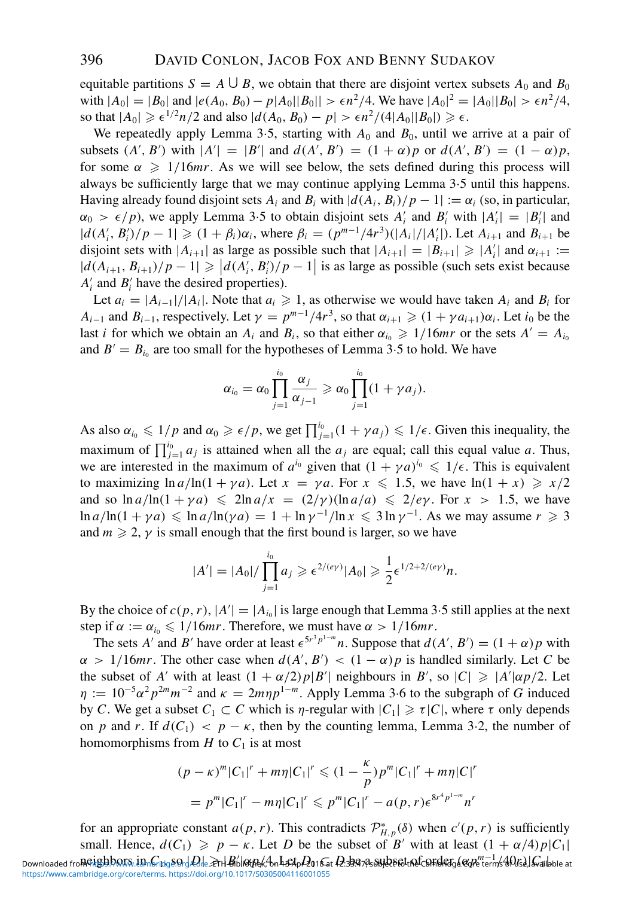equitable partitions $S = A \cup B$, we obtain that there are disjoint vertex subsets $A_0$ and $B_0$ with $|A_0| = |B_0|$ and $|e(A_0, B_0) - p|A_0||B_0|| > \epsilon n^2/4$. We have $|A_0|^2 = |A_0||B_0| > \epsilon n^2/4$, so that $|A_0| \geqslant \epsilon^{1/2}n/2$ and also $|d(A_0, B_0) - p| > \epsilon n^2/(4|A_0||B_0|) \geqslant \epsilon$.

We repeatedly apply Lemma 3·5, starting with $A_0$ and $B_0$, until we arrive at a pair of subsets $(A', B')$ with $|A'| = |B'|$ and $d(A', B') = (1+\alpha)p$ or $d(A', B') = (1-\alpha)p$, for some $\alpha \geqslant 1/16mr$. As we will see below, the sets defined during this process will always be sufficiently large that we may continue applying Lemma 3·5 until this happens. Having already found disjoint sets $A_i$ and $B_i$ with $|d(A_i, B_i)/p - 1| := \alpha_i$ (so, in particular, $\alpha_0 > \epsilon/p$), we apply Lemma 3·5 to obtain disjoint sets $A_i'$ and $B_i'$ with $|A_i'| = |B_i'|$ and $|d(A_i', B_i')/p - 1| \geqslant (1+\beta_i)\alpha_i$, where $\beta_i = (p^{m-1}/4r^3)(|A_i|/|A_i'|)$. Let $A_{i+1}$ and $B_{i+1}$ be disjoint sets with $|A_{i+1}|$ as large as possible such that $|A_{i+1}| = |B_{i+1}| \geqslant |A_i'|$ and $\alpha_{i+1} := |d(A_{i+1}, B_{i+1})/p - 1| \geqslant \left|d(A_i', B_i')/p - 1\right|$ is as large as possible (such sets exist because $A_i'$ and $B_i'$ have the desired properties).

Let $a_i = |A_{i-1}|/|A_i|$. Note that $a_i \geqslant 1$, as otherwise we would have taken $A_i$ and $B_i$ for $A_{i-1}$ and $B_{i-1}$, respectively. Let $\gamma = p^{m-1}/4r^3$, so that $\alpha_{i+1} \geqslant (1+\gamma a_{i+1})\alpha_i$. Let $i_0$ be the last $i$ for which we obtain an $A_i$ and $B_i$, so that either $\alpha_{i_0} \geqslant 1/16mr$ or the sets $A' = A_{i_0}$ and $B' = B_{i_0}$ are too small for the hypotheses of Lemma 3·5 to hold. We have

$$\alpha_{i_0} = \alpha_0 \prod_{j=1}^{i_0} \frac{\alpha_j}{\alpha_{j-1}} \geqslant \alpha_0 \prod_{j=1}^{i_0}(1+\gamma a_j).$$

As also $\alpha_{i_0} \leqslant 1/p$ and $\alpha_0 \geqslant \epsilon/p$, we get $\prod_{j=1}^{i_0}(1+\gamma a_j) \leqslant 1/\epsilon$. Given this inequality, the maximum of $\prod_{j=1}^{i_0} a_j$ is attained when all the $a_j$ are equal; call this equal value $a$. Thus, we are interested in the maximum of $a^{i_0}$ given that $(1+\gamma a)^{i_0} \leqslant 1/\epsilon$. This is equivalent to maximizing $\ln a/\ln(1+\gamma a)$. Let $x = \gamma a$. For $x \leqslant 1.5$, we have $\ln(1+x) \geqslant x/2$ and so $\ln a/\ln(1+\gamma a) \leqslant 2\ln a/x = (2/\gamma)(\ln a/a) \leqslant 2/e\gamma$. For $x > 1.5$, we have $\ln a/\ln(1+\gamma a) \leqslant \ln a/\ln(\gamma a) = 1 + \ln \gamma^{-1}/\ln x \leqslant 3\ln\gamma^{-1}$. As we may assume $r \geqslant 3$ and $m \geqslant 2$, $\gamma$ is small enough that the first bound is larger, so we have

$$|A'| = |A_0|/\prod_{j=1}^{i_0} a_j \geqslant \epsilon^{2/(e\gamma)}|A_0| \geqslant \frac{1}{2}\epsilon^{1/2+2/(e\gamma)}n.$$

By the choice of $c(p, r)$, $|A'| = |A_{i_0}|$ is large enough that Lemma 3·5 still applies at the next step if $\alpha := \alpha_{i_0} \leqslant 1/16mr$. Therefore, we must have $\alpha > 1/16mr$.

The sets $A'$ and $B'$ have order at least $\epsilon^{5r^3p^{1-m}}n$. Suppose that $d(A', B') = (1+\alpha)p$ with $\alpha > 1/16mr$. The other case when $d(A', B') < (1-\alpha)p$ is handled similarly. Let $C$ be the subset of $A'$ with at least $(1+\alpha/2)p|B'|$ neighbours in $B'$, so $|C| \geqslant |A'|\alpha p/2$. Let $\eta := 10^{-5}\alpha^2 p^{2m}m^{-2}$ and $\kappa = 2m\eta p^{1-m}$. Apply Lemma 3·6 to the subgraph of $G$ induced by $C$. We get a subset $C_1 \subset C$ which is $\eta$-regular with $|C_1| \geqslant \tau|C|$, where $\tau$ only depends on $p$ and $r$. If $d(C_1) < p - \kappa$, then by the counting lemma, Lemma 3·2, the number of homomorphisms from $H$ to $C_1$ is at most

$$\begin{aligned}(p-\kappa)^m|C_1|^r + m\eta|C_1|^r &\leqslant (1-\frac{\kappa}{p})p^m|C_1|^r + m\eta|C|^r \\ &= p^m|C_1|^r - m\eta|C_1|^r \leqslant p^m|C_1|^r - a(p,r)\epsilon^{8r^4p^{1-m}}n^r\end{aligned}$$

for an appropriate constant $a(p, r)$. This contradicts $\mathcal{P}^*_{H,p}(\delta)$ when $c'(p, r)$ is sufficiently small. Hence, $d(C_1) \geqslant p - \kappa$. Let $D$ be the subset of $B'$ with at least $(1+\alpha/4)p|C_1|$ neighbors in $C_1$, so $|D| \geqslant |B'|\alpha p/4$. Let $D_1 \subset D$ be a subset of order $(\alpha p^{m-1}/40r)|C_1|$.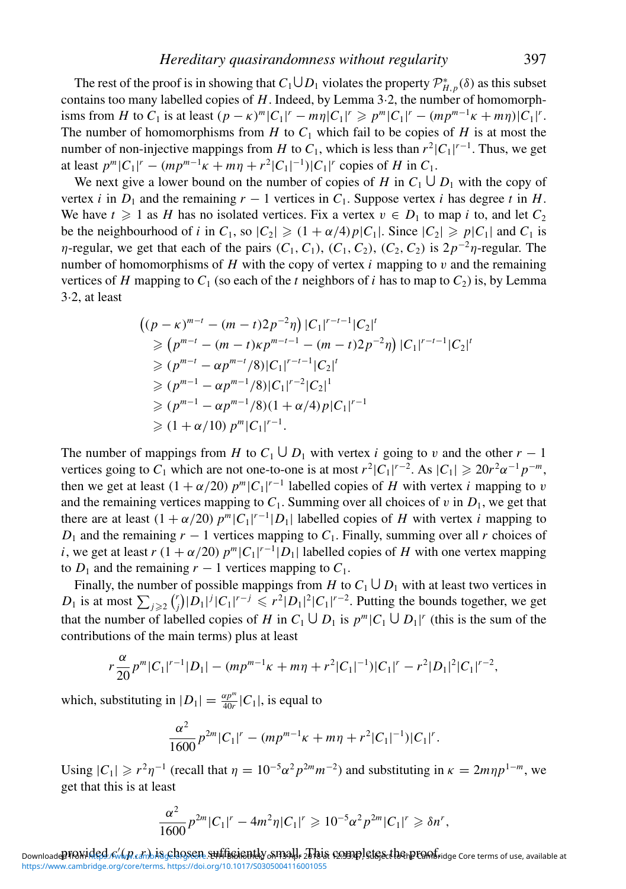The rest of the proof is in showing that $C_1 \cup D_1$ violates the property $\mathcal{P}^*_{H,p}(\delta)$ as this subset contains too many labelled copies of $H$. Indeed, by Lemma 3·2, the number of homomorphisms from $H$ to $C_1$ is at least $(p-\kappa)^m|C_1|^r - m\eta|C_1|^r \geqslant p^m|C_1|^r - (mp^{m-1}\kappa + m\eta)|C_1|^r$. The number of homomorphisms from $H$ to $C_1$ which fail to be copies of $H$ is at most the number of non-injective mappings from $H$ to $C_1$, which is less than $r^2|C_1|^{r-1}$. Thus, we get at least $p^m|C_1|^r - (mp^{m-1}\kappa + m\eta + r^2|C_1|^{-1})|C_1|^r$ copies of $H$ in $C_1$.

We next give a lower bound on the number of copies of $H$ in $C_1 \cup D_1$ with the copy of vertex $i$ in $D_1$ and the remaining $r-1$ vertices in $C_1$. Suppose vertex $i$ has degree $t$ in $H$. We have $t \geqslant 1$ as $H$ has no isolated vertices. Fix a vertex $v \in D_1$ to map $i$ to, and let $C_2$ be the neighbourhood of $i$ in $C_1$, so $|C_2| \geqslant (1+\alpha/4)p|C_1|$. Since $|C_2| \geqslant p|C_1|$ and $C_1$ is $\eta$-regular, we get that each of the pairs $(C_1, C_1)$, $(C_1, C_2)$, $(C_2, C_2)$ is $2p^{-2}\eta$-regular. The number of homomorphisms of $H$ with the copy of vertex $i$ mapping to $v$ and the remaining vertices of $H$ mapping to $C_1$ (so each of the $t$ neighbors of $i$ has to map to $C_2$) is, by Lemma 3·2, at least

$$
\begin{aligned}
&\left((p-\kappa)^{m-t} - (m-t)2p^{-2}\eta\right)|C_1|^{r-t-1}|C_2|^t \\
&\quad \geqslant \left(p^{m-t} - (m-t)\kappa p^{m-t-1} - (m-t)2p^{-2}\eta\right)|C_1|^{r-t-1}|C_2|^t \\
&\quad \geqslant (p^{m-t} - \alpha p^{m-t}/8)|C_1|^{r-t-1}|C_2|^t \\
&\quad \geqslant (p^{m-1} - \alpha p^{m-1}/8)|C_1|^{r-2}|C_2|^1 \\
&\quad \geqslant (p^{m-1} - \alpha p^{m-1}/8)(1+\alpha/4)p|C_1|^{r-1} \\
&\quad \geqslant (1+\alpha/10)\, p^m|C_1|^{r-1}.
\end{aligned}
$$

The number of mappings from $H$ to $C_1 \cup D_1$ with vertex $i$ going to $v$ and the other $r-1$ vertices going to $C_1$ which are not one-to-one is at most $r^2|C_1|^{r-2}$. As $|C_1| \geqslant 20r^2\alpha^{-1}p^{-m}$, then we get at least $(1+\alpha/20)\, p^m|C_1|^{r-1}$ labelled copies of $H$ with vertex $i$ mapping to $v$ and the remaining vertices mapping to $C_1$. Summing over all choices of $v$ in $D_1$, we get that there are at least $(1+\alpha/20)\, p^m|C_1|^{r-1}|D_1|$ labelled copies of $H$ with vertex $i$ mapping to $D_1$ and the remaining $r-1$ vertices mapping to $C_1$. Finally, summing over all $r$ choices of $i$, we get at least $r\,(1+\alpha/20)\, p^m|C_1|^{r-1}|D_1|$ labelled copies of $H$ with one vertex mapping to $D_1$ and the remaining $r-1$ vertices mapping to $C_1$.

Finally, the number of possible mappings from $H$ to $C_1 \cup D_1$ with at least two vertices in $D_1$ is at most $\sum_{j\geqslant 2}\binom{r}{j}|D_1|^j|C_1|^{r-j} \leqslant r^2|D_1|^2|C_1|^{r-2}$. Putting the bounds together, we get that the number of labelled copies of $H$ in $C_1 \cup D_1$ is $p^m|C_1 \cup D_1|^r$ (this is the sum of the contributions of the main terms) plus at least

$$
r\frac{\alpha}{20}p^m|C_1|^{r-1}|D_1| - (mp^{m-1}\kappa + m\eta + r^2|C_1|^{-1})|C_1|^r - r^2|D_1|^2|C_1|^{r-2},
$$

which, substituting in $|D_1| = \frac{\alpha p^m}{40r}|C_1|$, is equal to

$$
\frac{\alpha^2}{1600}p^{2m}|C_1|^r - (mp^{m-1}\kappa + m\eta + r^2|C_1|^{-1})|C_1|^r.
$$

Using $|C_1| \geqslant r^2\eta^{-1}$ (recall that $\eta = 10^{-5}\alpha^2p^{2m}m^{-2}$) and substituting in $\kappa = 2m\eta p^{1-m}$, we get that this is at least

$$
\frac{\alpha^2}{1600}p^{2m}|C_1|^r - 4m^2\eta|C_1|^r \geqslant 10^{-5}\alpha^2p^{2m}|C_1|^r \geqslant \delta n^r,
$$

provided $c'(p,r)$ is chosen sufficiently small. This completes the proof.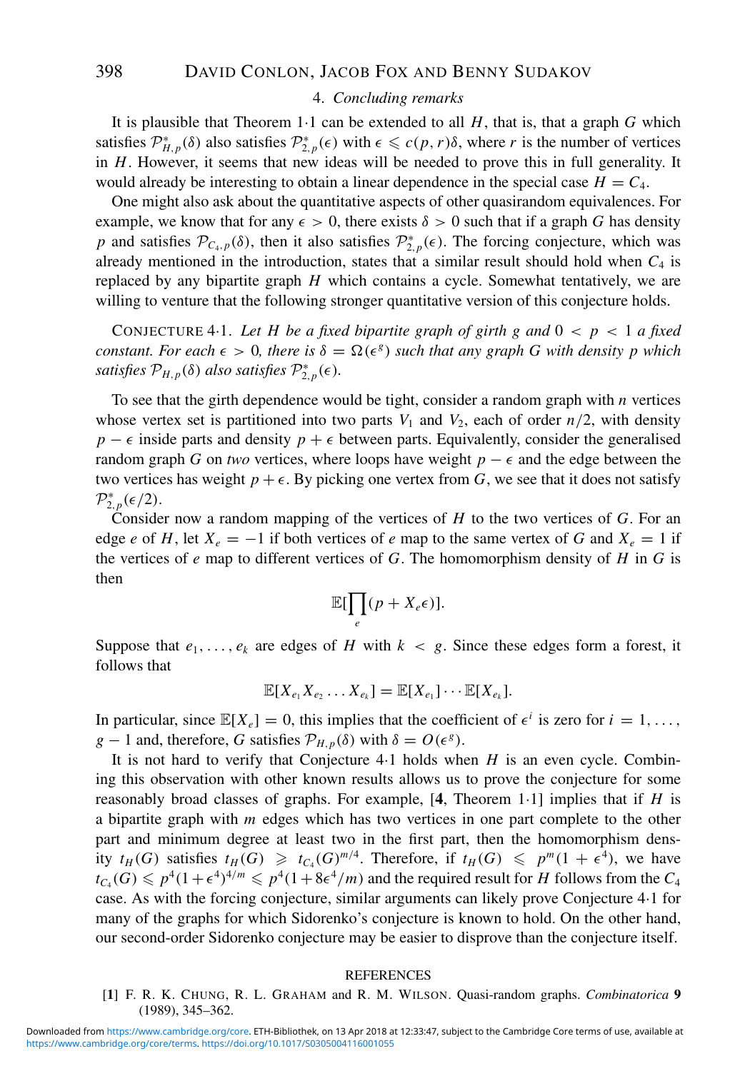## 4. *Concluding remarks*

It is plausible that Theorem 1·1 can be extended to all $H$, that is, that a graph $G$ which satisfies $\mathcal{P}^*_{H,p}(\delta)$ also satisfies $\mathcal{P}^*_{2,p}(\epsilon)$ with $\epsilon \leqslant c(p,r)\delta$, where $r$ is the number of vertices in $H$. However, it seems that new ideas will be needed to prove this in full generality. It would already be interesting to obtain a linear dependence in the special case $H = C_4$.

One might also ask about the quantitative aspects of other quasirandom equivalences. For example, we know that for any $\epsilon > 0$, there exists $\delta > 0$ such that if a graph $G$ has density $p$ and satisfies $\mathcal{P}_{C_4,p}(\delta)$, then it also satisfies $\mathcal{P}^*_{2,p}(\epsilon)$. The forcing conjecture, which was already mentioned in the introduction, states that a similar result should hold when $C_4$ is replaced by any bipartite graph $H$ which contains a cycle. Somewhat tentatively, we are willing to venture that the following stronger quantitative version of this conjecture holds.

CONJECTURE 4·1. *Let $H$ be a fixed bipartite graph of girth $g$ and $0 < p < 1$ a fixed constant. For each $\epsilon > 0$, there is $\delta = \Omega(\epsilon^g)$ such that any graph $G$ with density $p$ which satisfies $\mathcal{P}_{H,p}(\delta)$ also satisfies $\mathcal{P}^*_{2,p}(\epsilon)$.*

To see that the girth dependence would be tight, consider a random graph with $n$ vertices whose vertex set is partitioned into two parts $V_1$ and $V_2$, each of order $n/2$, with density $p - \epsilon$ inside parts and density $p + \epsilon$ between parts. Equivalently, consider the generalised random graph $G$ on *two* vertices, where loops have weight $p - \epsilon$ and the edge between the two vertices has weight $p + \epsilon$. By picking one vertex from $G$, we see that it does not satisfy $\mathcal{P}^*_{2,p}(\epsilon/2)$.

Consider now a random mapping of the vertices of $H$ to the two vertices of $G$. For an edge $e$ of $H$, let $X_e = -1$ if both vertices of $e$ map to the same vertex of $G$ and $X_e = 1$ if the vertices of $e$ map to different vertices of $G$. The homomorphism density of $H$ in $G$ is then

$$\mathbb{E}[\prod_e (p + X_e \epsilon)].$$

Suppose that $e_1, \ldots, e_k$ are edges of $H$ with $k < g$. Since these edges form a forest, it follows that

$$\mathbb{E}[X_{e_1} X_{e_2} \ldots X_{e_k}] = \mathbb{E}[X_{e_1}] \cdots \mathbb{E}[X_{e_k}].$$

In particular, since $\mathbb{E}[X_e] = 0$, this implies that the coefficient of $\epsilon^i$ is zero for $i = 1, \ldots, g - 1$ and, therefore, $G$ satisfies $\mathcal{P}_{H,p}(\delta)$ with $\delta = O(\epsilon^g)$.

It is not hard to verify that Conjecture 4·1 holds when $H$ is an even cycle. Combining this observation with other known results allows us to prove the conjecture for some reasonably broad classes of graphs. For example, [**4**, Theorem 1·1] implies that if $H$ is a bipartite graph with $m$ edges which has two vertices in one part complete to the other part and minimum degree at least two in the first part, then the homomorphism density $t_H(G)$ satisfies $t_H(G) \geqslant t_{C_4}(G)^{m/4}$. Therefore, if $t_H(G) \leqslant p^m(1 + \epsilon^4)$, we have $t_{C_4}(G) \leqslant p^4(1 + \epsilon^4)^{4/m} \leqslant p^4(1 + 8\epsilon^4/m)$ and the required result for $H$ follows from the $C_4$ case. As with the forcing conjecture, similar arguments can likely prove Conjecture 4·1 for many of the graphs for which Sidorenko's conjecture is known to hold. On the other hand, our second-order Sidorenko conjecture may be easier to disprove than the conjecture itself.

## REFERENCES

[**1**] F. R. K. CHUNG, R. L. GRAHAM and R. M. WILSON. Quasi-random graphs. *Combinatorica* **9** (1989), 345–362.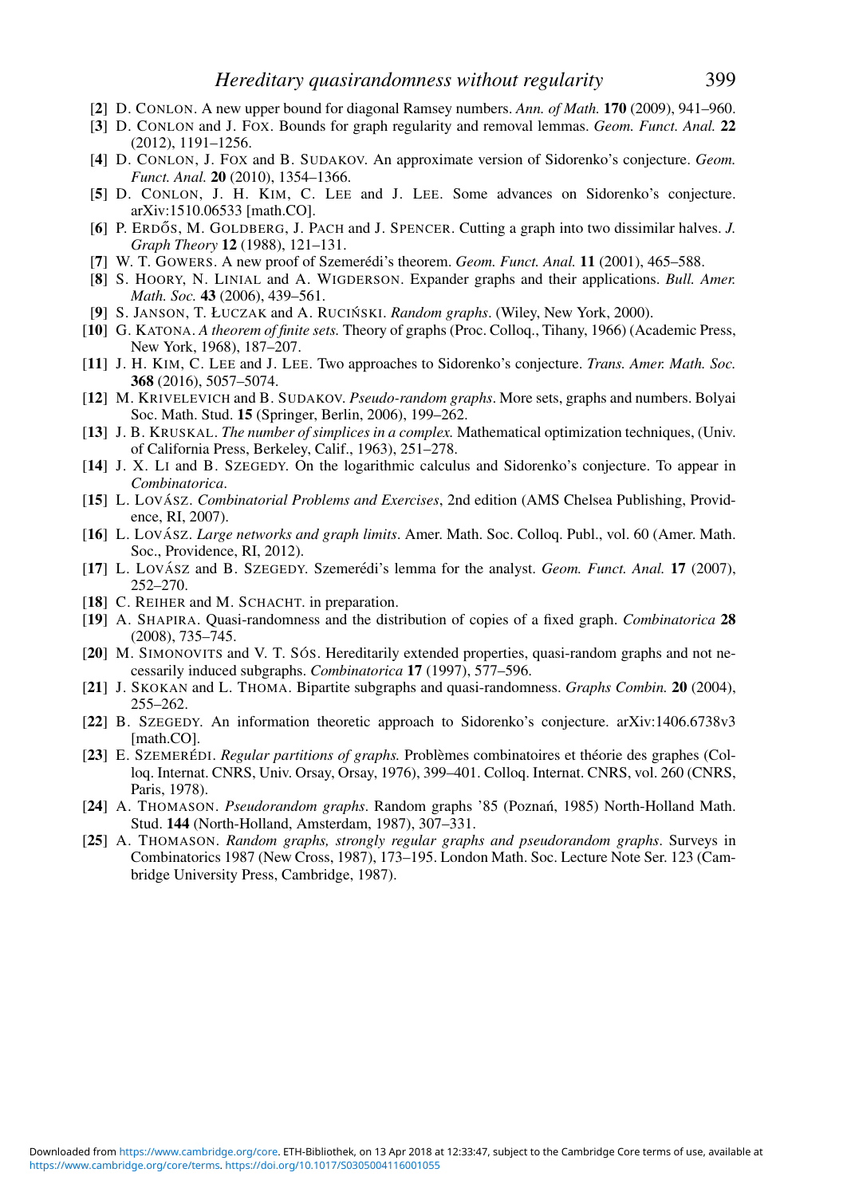[**2**] D. CONLON. A new upper bound for diagonal Ramsey numbers. *Ann. of Math.* **170** (2009), 941–960.

[**3**] D. CONLON and J. FOX. Bounds for graph regularity and removal lemmas. *Geom. Funct. Anal.* **22** (2012), 1191–1256.

[**4**] D. CONLON, J. FOX and B. SUDAKOV. An approximate version of Sidorenko's conjecture. *Geom. Funct. Anal.* **20** (2010), 1354–1366.

[**5**] D. CONLON, J. H. KIM, C. LEE and J. LEE. Some advances on Sidorenko's conjecture. arXiv:1510.06533 [math.CO].

[**6**] P. ERDŐS, M. GOLDBERG, J. PACH and J. SPENCER. Cutting a graph into two dissimilar halves. *J. Graph Theory* **12** (1988), 121–131.

[**7**] W. T. GOWERS. A new proof of Szemerédi's theorem. *Geom. Funct. Anal.* **11** (2001), 465–588.

[**8**] S. HOORY, N. LINIAL and A. WIGDERSON. Expander graphs and their applications. *Bull. Amer. Math. Soc.* **43** (2006), 439–561.

[**9**] S. JANSON, T. ŁUCZAK and A. RUCIŃSKI. *Random graphs*. (Wiley, New York, 2000).

[**10**] G. KATONA. *A theorem of finite sets.* Theory of graphs (Proc. Colloq., Tihany, 1966) (Academic Press, New York, 1968), 187–207.

[**11**] J. H. KIM, C. LEE and J. LEE. Two approaches to Sidorenko's conjecture. *Trans. Amer. Math. Soc.* **368** (2016), 5057–5074.

[**12**] M. KRIVELEVICH and B. SUDAKOV. *Pseudo-random graphs*. More sets, graphs and numbers. Bolyai Soc. Math. Stud. **15** (Springer, Berlin, 2006), 199–262.

[**13**] J. B. KRUSKAL. *The number of simplices in a complex.* Mathematical optimization techniques, (Univ. of California Press, Berkeley, Calif., 1963), 251–278.

[**14**] J. X. LI and B. SZEGEDY. On the logarithmic calculus and Sidorenko's conjecture. To appear in *Combinatorica*.

[**15**] L. LOVÁSZ. *Combinatorial Problems and Exercises*, 2nd edition (AMS Chelsea Publishing, Providence, RI, 2007).

[**16**] L. LOVÁSZ. *Large networks and graph limits*. Amer. Math. Soc. Colloq. Publ., vol. 60 (Amer. Math. Soc., Providence, RI, 2012).

[**17**] L. LOVÁSZ and B. SZEGEDY. Szemerédi's lemma for the analyst. *Geom. Funct. Anal.* **17** (2007), 252–270.

[**18**] C. REIHER and M. SCHACHT. in preparation.

[**19**] A. SHAPIRA. Quasi-randomness and the distribution of copies of a fixed graph. *Combinatorica* **28** (2008), 735–745.

[**20**] M. SIMONOVITS and V. T. SÓS. Hereditarily extended properties, quasi-random graphs and not necessarily induced subgraphs. *Combinatorica* **17** (1997), 577–596.

[**21**] J. SKOKAN and L. THOMA. Bipartite subgraphs and quasi-randomness. *Graphs Combin.* **20** (2004), 255–262.

[**22**] B. SZEGEDY. An information theoretic approach to Sidorenko's conjecture. arXiv:1406.6738v3 [math.CO].

[**23**] E. SZEMERÉDI. *Regular partitions of graphs.* Problèmes combinatoires et théorie des graphes (Colloq. Internat. CNRS, Univ. Orsay, Orsay, 1976), 399–401. Colloq. Internat. CNRS, vol. 260 (CNRS, Paris, 1978).

[**24**] A. THOMASON. *Pseudorandom graphs*. Random graphs '85 (Poznań, 1985) North-Holland Math. Stud. **144** (North-Holland, Amsterdam, 1987), 307–331.

[**25**] A. THOMASON. *Random graphs, strongly regular graphs and pseudorandom graphs*. Surveys in Combinatorics 1987 (New Cross, 1987), 173–195. London Math. Soc. Lecture Note Ser. 123 (Cambridge University Press, Cambridge, 1987).